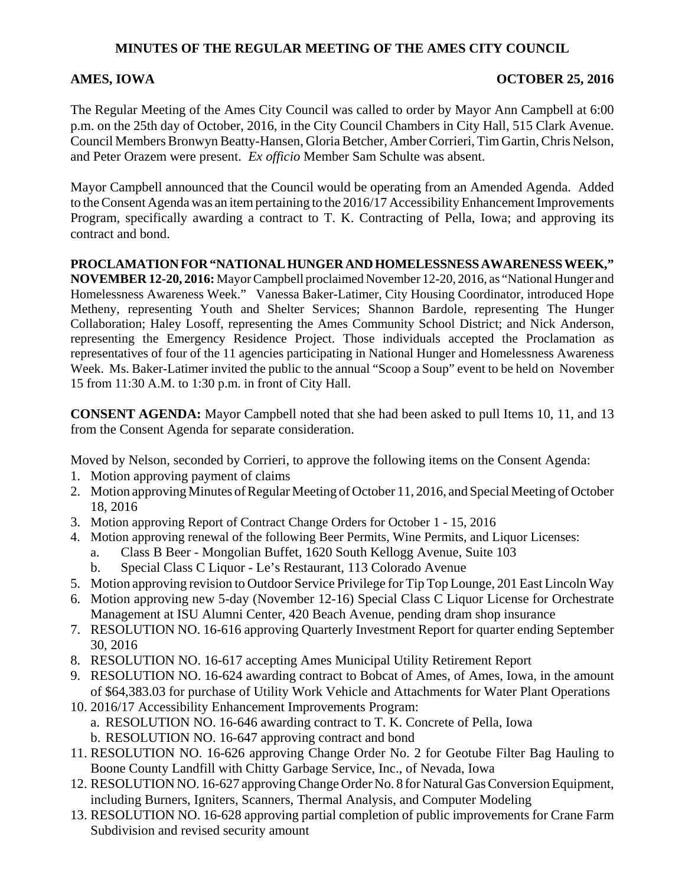# MINUTES OF THE REGULAR MEETING OF THE AMES CITY COUNCIL

**AMES, IOWA** **OCTOBER 25, 2016**

The Regular Meeting of the Ames City Council was called to order by Mayor Ann Campbell at 6:00 p.m. on the 25th day of October, 2016, in the City Council Chambers in City Hall, 515 Clark Avenue. Council Members Bronwyn Beatty-Hansen, Gloria Betcher, Amber Corrieri, Tim Gartin, Chris Nelson, and Peter Orazem were present. *Ex officio* Member Sam Schulte was absent.

Mayor Campbell announced that the Council would be operating from an Amended Agenda. Added to the Consent Agenda was an item pertaining to the 2016/17 Accessibility Enhancement Improvements Program, specifically awarding a contract to T. K. Contracting of Pella, Iowa; and approving its contract and bond.

**PROCLAMATION FOR "NATIONAL HUNGER AND HOMELESSNESS AWARENESS WEEK," NOVEMBER 12-20, 2016:** Mayor Campbell proclaimed November 12-20, 2016, as "National Hunger and Homelessness Awareness Week." Vanessa Baker-Latimer, City Housing Coordinator, introduced Hope Metheny, representing Youth and Shelter Services; Shannon Bardole, representing The Hunger Collaboration; Haley Losoff, representing the Ames Community School District; and Nick Anderson, representing the Emergency Residence Project. Those individuals accepted the Proclamation as representatives of four of the 11 agencies participating in National Hunger and Homelessness Awareness Week. Ms. Baker-Latimer invited the public to the annual "Scoop a Soup" event to be held on November 15 from 11:30 A.M. to 1:30 p.m. in front of City Hall.

**CONSENT AGENDA:** Mayor Campbell noted that she had been asked to pull Items 10, 11, and 13 from the Consent Agenda for separate consideration.

Moved by Nelson, seconded by Corrieri, to approve the following items on the Consent Agenda:

1. Motion approving payment of claims
2. Motion approving Minutes of Regular Meeting of October 11, 2016, and Special Meeting of October 18, 2016
3. Motion approving Report of Contract Change Orders for October 1 - 15, 2016
4. Motion approving renewal of the following Beer Permits, Wine Permits, and Liquor Licenses:
   a. Class B Beer - Mongolian Buffet, 1620 South Kellogg Avenue, Suite 103
   b. Special Class C Liquor - Le's Restaurant, 113 Colorado Avenue
5. Motion approving revision to Outdoor Service Privilege for Tip Top Lounge, 201 East Lincoln Way
6. Motion approving new 5-day (November 12-16) Special Class C Liquor License for Orchestrate Management at ISU Alumni Center, 420 Beach Avenue, pending dram shop insurance
7. RESOLUTION NO. 16-616 approving Quarterly Investment Report for quarter ending September 30, 2016
8. RESOLUTION NO. 16-617 accepting Ames Municipal Utility Retirement Report
9. RESOLUTION NO. 16-624 awarding contract to Bobcat of Ames, of Ames, Iowa, in the amount of $64,383.03 for purchase of Utility Work Vehicle and Attachments for Water Plant Operations
10. 2016/17 Accessibility Enhancement Improvements Program:
    a. RESOLUTION NO. 16-646 awarding contract to T. K. Concrete of Pella, Iowa
    b. RESOLUTION NO. 16-647 approving contract and bond
11. RESOLUTION NO. 16-626 approving Change Order No. 2 for Geotube Filter Bag Hauling to Boone County Landfill with Chitty Garbage Service, Inc., of Nevada, Iowa
12. RESOLUTION NO. 16-627 approving Change Order No. 8 for Natural Gas Conversion Equipment, including Burners, Igniters, Scanners, Thermal Analysis, and Computer Modeling
13. RESOLUTION NO. 16-628 approving partial completion of public improvements for Crane Farm Subdivision and revised security amount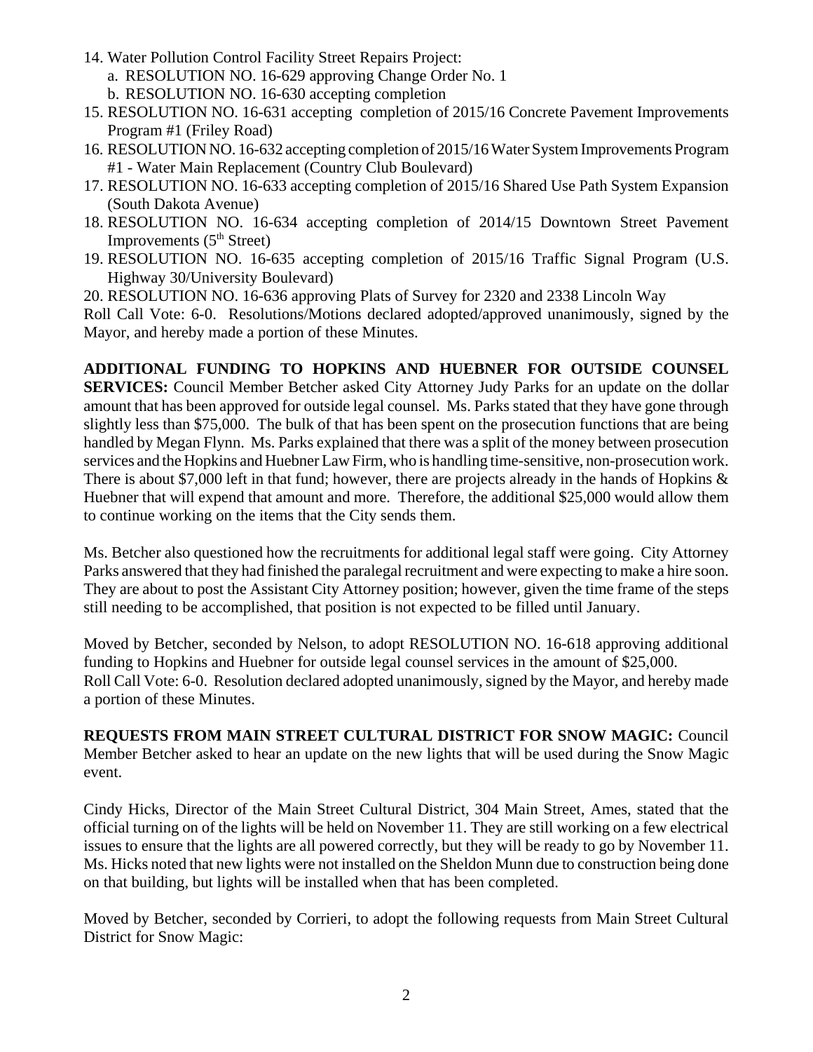14. Water Pollution Control Facility Street Repairs Project:
    a. RESOLUTION NO. 16-629 approving Change Order No. 1
    b. RESOLUTION NO. 16-630 accepting completion
15. RESOLUTION NO. 16-631 accepting completion of 2015/16 Concrete Pavement Improvements Program #1 (Friley Road)
16. RESOLUTION NO. 16-632 accepting completion of 2015/16 Water System Improvements Program #1 - Water Main Replacement (Country Club Boulevard)
17. RESOLUTION NO. 16-633 accepting completion of 2015/16 Shared Use Path System Expansion (South Dakota Avenue)
18. RESOLUTION NO. 16-634 accepting completion of 2014/15 Downtown Street Pavement Improvements (5th Street)
19. RESOLUTION NO. 16-635 accepting completion of 2015/16 Traffic Signal Program (U.S. Highway 30/University Boulevard)
20. RESOLUTION NO. 16-636 approving Plats of Survey for 2320 and 2338 Lincoln Way

Roll Call Vote: 6-0. Resolutions/Motions declared adopted/approved unanimously, signed by the Mayor, and hereby made a portion of these Minutes.

**ADDITIONAL FUNDING TO HOPKINS AND HUEBNER FOR OUTSIDE COUNSEL SERVICES:** Council Member Betcher asked City Attorney Judy Parks for an update on the dollar amount that has been approved for outside legal counsel. Ms. Parks stated that they have gone through slightly less than $75,000. The bulk of that has been spent on the prosecution functions that are being handled by Megan Flynn. Ms. Parks explained that there was a split of the money between prosecution services and the Hopkins and Huebner Law Firm, who is handling time-sensitive, non-prosecution work. There is about $7,000 left in that fund; however, there are projects already in the hands of Hopkins & Huebner that will expend that amount and more. Therefore, the additional $25,000 would allow them to continue working on the items that the City sends them.

Ms. Betcher also questioned how the recruitments for additional legal staff were going. City Attorney Parks answered that they had finished the paralegal recruitment and were expecting to make a hire soon. They are about to post the Assistant City Attorney position; however, given the time frame of the steps still needing to be accomplished, that position is not expected to be filled until January.

Moved by Betcher, seconded by Nelson, to adopt RESOLUTION NO. 16-618 approving additional funding to Hopkins and Huebner for outside legal counsel services in the amount of $25,000.
Roll Call Vote: 6-0. Resolution declared adopted unanimously, signed by the Mayor, and hereby made a portion of these Minutes.

**REQUESTS FROM MAIN STREET CULTURAL DISTRICT FOR SNOW MAGIC:** Council Member Betcher asked to hear an update on the new lights that will be used during the Snow Magic event.

Cindy Hicks, Director of the Main Street Cultural District, 304 Main Street, Ames, stated that the official turning on of the lights will be held on November 11. They are still working on a few electrical issues to ensure that the lights are all powered correctly, but they will be ready to go by November 11. Ms. Hicks noted that new lights were not installed on the Sheldon Munn due to construction being done on that building, but lights will be installed when that has been completed.

Moved by Betcher, seconded by Corrieri, to adopt the following requests from Main Street Cultural District for Snow Magic: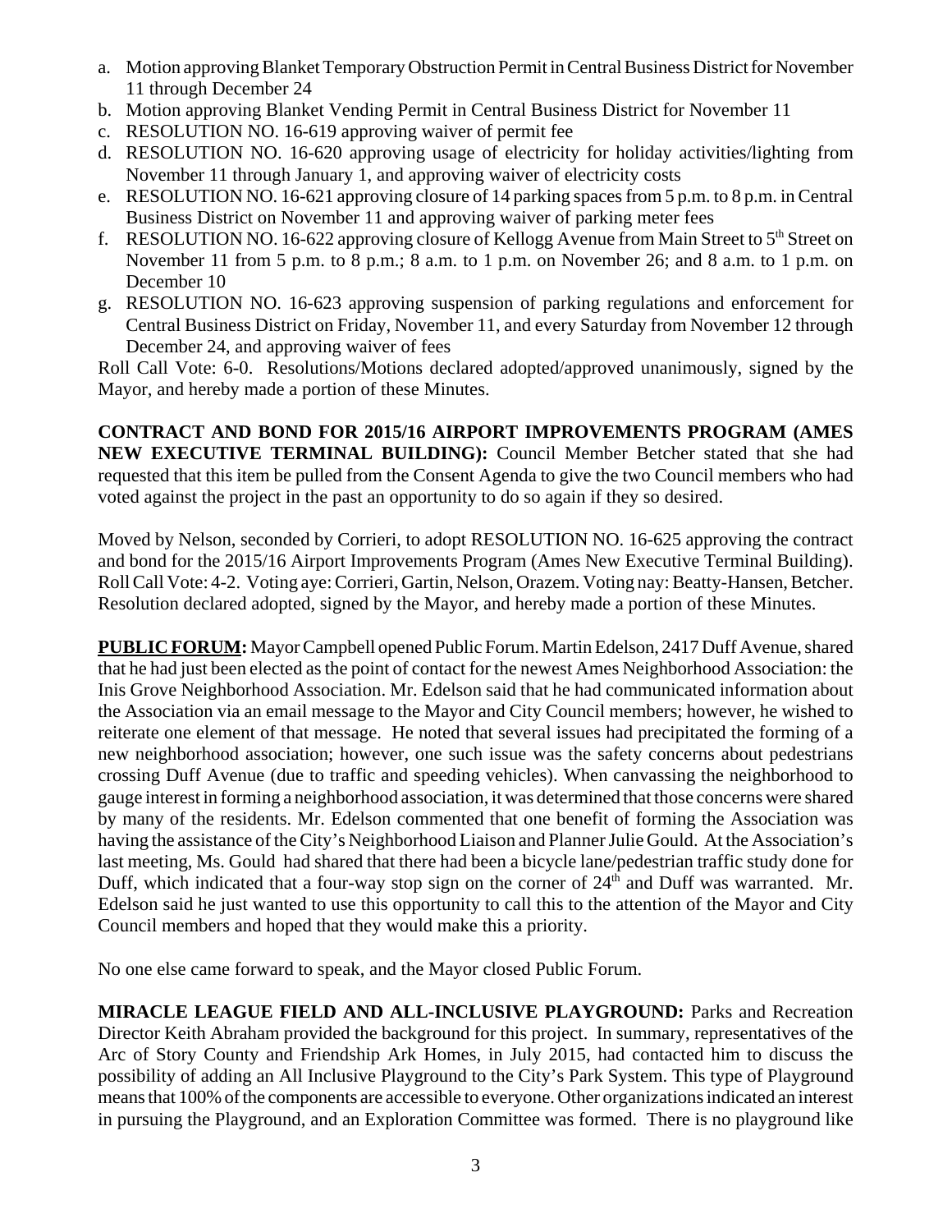a. Motion approving Blanket Temporary Obstruction Permit in Central Business District for November 11 through December 24
b. Motion approving Blanket Vending Permit in Central Business District for November 11
c. RESOLUTION NO. 16-619 approving waiver of permit fee
d. RESOLUTION NO. 16-620 approving usage of electricity for holiday activities/lighting from November 11 through January 1, and approving waiver of electricity costs
e. RESOLUTION NO. 16-621 approving closure of 14 parking spaces from 5 p.m. to 8 p.m. in Central Business District on November 11 and approving waiver of parking meter fees
f. RESOLUTION NO. 16-622 approving closure of Kellogg Avenue from Main Street to 5th Street on November 11 from 5 p.m. to 8 p.m.; 8 a.m. to 1 p.m. on November 26; and 8 a.m. to 1 p.m. on December 10
g. RESOLUTION NO. 16-623 approving suspension of parking regulations and enforcement for Central Business District on Friday, November 11, and every Saturday from November 12 through December 24, and approving waiver of fees

Roll Call Vote: 6-0. Resolutions/Motions declared adopted/approved unanimously, signed by the Mayor, and hereby made a portion of these Minutes.

**CONTRACT AND BOND FOR 2015/16 AIRPORT IMPROVEMENTS PROGRAM (AMES NEW EXECUTIVE TERMINAL BUILDING):** Council Member Betcher stated that she had requested that this item be pulled from the Consent Agenda to give the two Council members who had voted against the project in the past an opportunity to do so again if they so desired.

Moved by Nelson, seconded by Corrieri, to adopt RESOLUTION NO. 16-625 approving the contract and bond for the 2015/16 Airport Improvements Program (Ames New Executive Terminal Building). Roll Call Vote: 4-2. Voting aye: Corrieri, Gartin, Nelson, Orazem. Voting nay: Beatty-Hansen, Betcher. Resolution declared adopted, signed by the Mayor, and hereby made a portion of these Minutes.

**PUBLIC FORUM:** Mayor Campbell opened Public Forum. Martin Edelson, 2417 Duff Avenue, shared that he had just been elected as the point of contact for the newest Ames Neighborhood Association: the Inis Grove Neighborhood Association. Mr. Edelson said that he had communicated information about the Association via an email message to the Mayor and City Council members; however, he wished to reiterate one element of that message. He noted that several issues had precipitated the forming of a new neighborhood association; however, one such issue was the safety concerns about pedestrians crossing Duff Avenue (due to traffic and speeding vehicles). When canvassing the neighborhood to gauge interest in forming a neighborhood association, it was determined that those concerns were shared by many of the residents. Mr. Edelson commented that one benefit of forming the Association was having the assistance of the City's Neighborhood Liaison and Planner Julie Gould. At the Association's last meeting, Ms. Gould had shared that there had been a bicycle lane/pedestrian traffic study done for Duff, which indicated that a four-way stop sign on the corner of 24th and Duff was warranted. Mr. Edelson said he just wanted to use this opportunity to call this to the attention of the Mayor and City Council members and hoped that they would make this a priority.

No one else came forward to speak, and the Mayor closed Public Forum.

**MIRACLE LEAGUE FIELD AND ALL-INCLUSIVE PLAYGROUND:** Parks and Recreation Director Keith Abraham provided the background for this project. In summary, representatives of the Arc of Story County and Friendship Ark Homes, in July 2015, had contacted him to discuss the possibility of adding an All Inclusive Playground to the City's Park System. This type of Playground means that 100% of the components are accessible to everyone. Other organizations indicated an interest in pursuing the Playground, and an Exploration Committee was formed. There is no playground like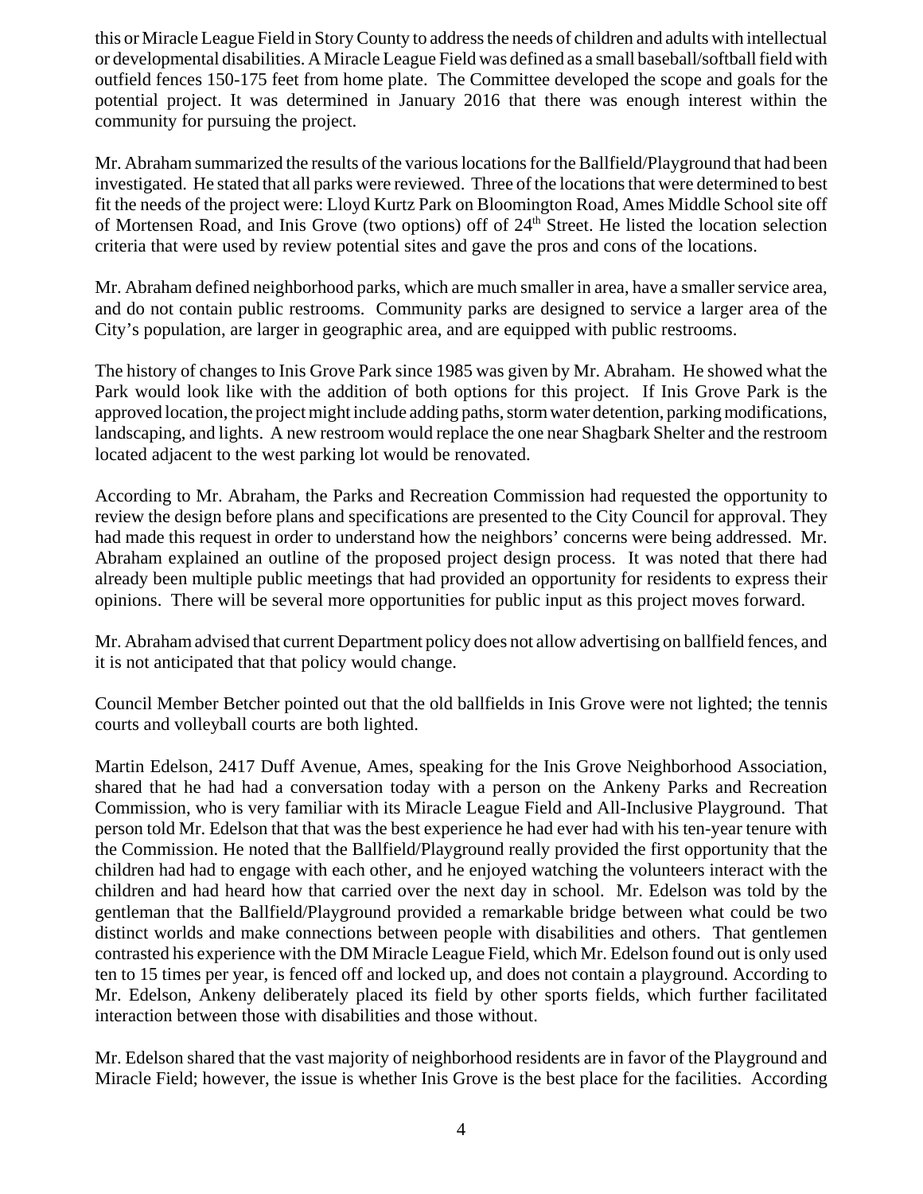this or Miracle League Field in Story County to address the needs of children and adults with intellectual or developmental disabilities. A Miracle League Field was defined as a small baseball/softball field with outfield fences 150-175 feet from home plate. The Committee developed the scope and goals for the potential project. It was determined in January 2016 that there was enough interest within the community for pursuing the project.

Mr. Abraham summarized the results of the various locations for the Ballfield/Playground that had been investigated. He stated that all parks were reviewed. Three of the locations that were determined to best fit the needs of the project were: Lloyd Kurtz Park on Bloomington Road, Ames Middle School site off of Mortensen Road, and Inis Grove (two options) off of 24th Street. He listed the location selection criteria that were used by review potential sites and gave the pros and cons of the locations.

Mr. Abraham defined neighborhood parks, which are much smaller in area, have a smaller service area, and do not contain public restrooms. Community parks are designed to service a larger area of the City's population, are larger in geographic area, and are equipped with public restrooms.

The history of changes to Inis Grove Park since 1985 was given by Mr. Abraham. He showed what the Park would look like with the addition of both options for this project. If Inis Grove Park is the approved location, the project might include adding paths, storm water detention, parking modifications, landscaping, and lights. A new restroom would replace the one near Shagbark Shelter and the restroom located adjacent to the west parking lot would be renovated.

According to Mr. Abraham, the Parks and Recreation Commission had requested the opportunity to review the design before plans and specifications are presented to the City Council for approval. They had made this request in order to understand how the neighbors' concerns were being addressed. Mr. Abraham explained an outline of the proposed project design process. It was noted that there had already been multiple public meetings that had provided an opportunity for residents to express their opinions. There will be several more opportunities for public input as this project moves forward.

Mr. Abraham advised that current Department policy does not allow advertising on ballfield fences, and it is not anticipated that that policy would change.

Council Member Betcher pointed out that the old ballfields in Inis Grove were not lighted; the tennis courts and volleyball courts are both lighted.

Martin Edelson, 2417 Duff Avenue, Ames, speaking for the Inis Grove Neighborhood Association, shared that he had had a conversation today with a person on the Ankeny Parks and Recreation Commission, who is very familiar with its Miracle League Field and All-Inclusive Playground. That person told Mr. Edelson that that was the best experience he had ever had with his ten-year tenure with the Commission. He noted that the Ballfield/Playground really provided the first opportunity that the children had had to engage with each other, and he enjoyed watching the volunteers interact with the children and had heard how that carried over the next day in school. Mr. Edelson was told by the gentleman that the Ballfield/Playground provided a remarkable bridge between what could be two distinct worlds and make connections between people with disabilities and others. That gentlemen contrasted his experience with the DM Miracle League Field, which Mr. Edelson found out is only used ten to 15 times per year, is fenced off and locked up, and does not contain a playground. According to Mr. Edelson, Ankeny deliberately placed its field by other sports fields, which further facilitated interaction between those with disabilities and those without.

Mr. Edelson shared that the vast majority of neighborhood residents are in favor of the Playground and Miracle Field; however, the issue is whether Inis Grove is the best place for the facilities. According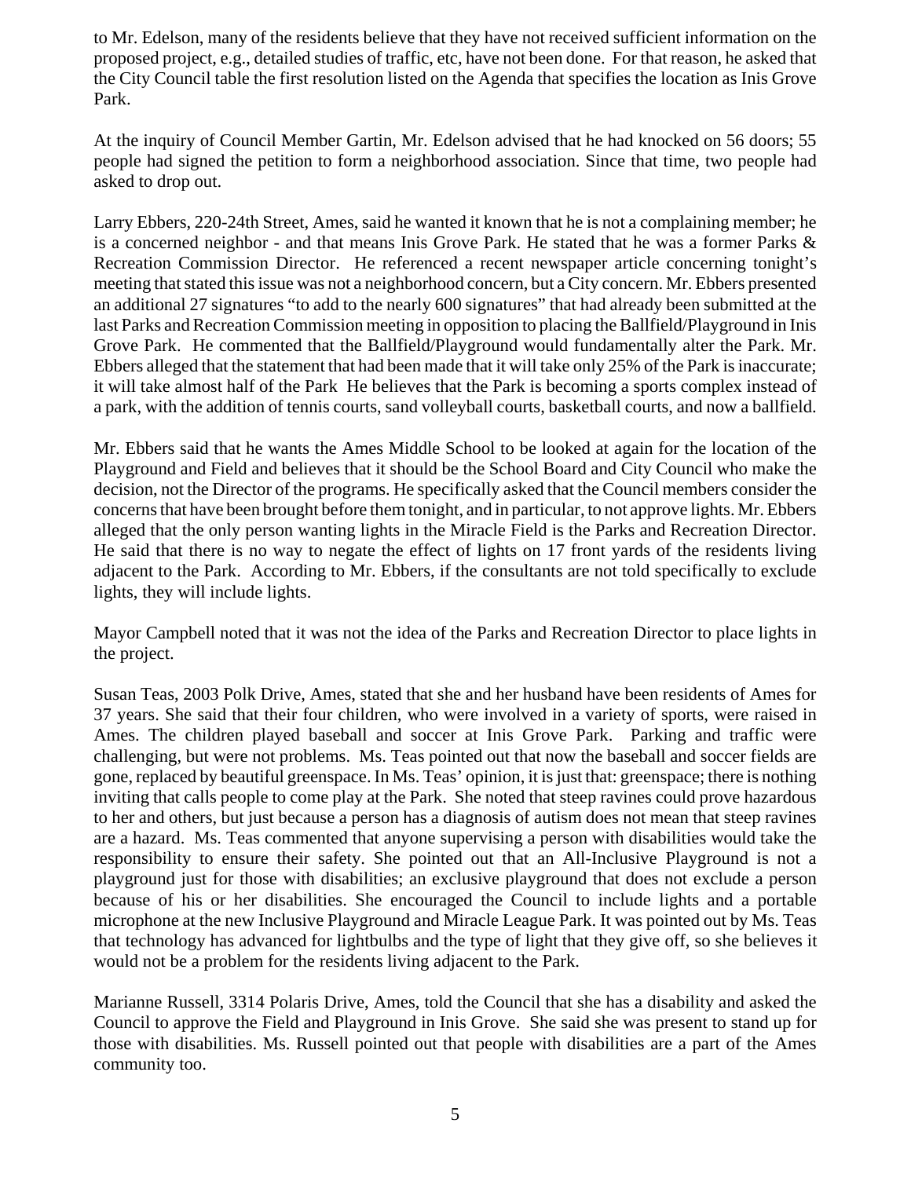to Mr. Edelson, many of the residents believe that they have not received sufficient information on the proposed project, e.g., detailed studies of traffic, etc, have not been done. For that reason, he asked that the City Council table the first resolution listed on the Agenda that specifies the location as Inis Grove Park.

At the inquiry of Council Member Gartin, Mr. Edelson advised that he had knocked on 56 doors; 55 people had signed the petition to form a neighborhood association. Since that time, two people had asked to drop out.

Larry Ebbers, 220-24th Street, Ames, said he wanted it known that he is not a complaining member; he is a concerned neighbor - and that means Inis Grove Park. He stated that he was a former Parks & Recreation Commission Director. He referenced a recent newspaper article concerning tonight's meeting that stated this issue was not a neighborhood concern, but a City concern. Mr. Ebbers presented an additional 27 signatures "to add to the nearly 600 signatures" that had already been submitted at the last Parks and Recreation Commission meeting in opposition to placing the Ballfield/Playground in Inis Grove Park. He commented that the Ballfield/Playground would fundamentally alter the Park. Mr. Ebbers alleged that the statement that had been made that it will take only 25% of the Park is inaccurate; it will take almost half of the Park He believes that the Park is becoming a sports complex instead of a park, with the addition of tennis courts, sand volleyball courts, basketball courts, and now a ballfield.

Mr. Ebbers said that he wants the Ames Middle School to be looked at again for the location of the Playground and Field and believes that it should be the School Board and City Council who make the decision, not the Director of the programs. He specifically asked that the Council members consider the concerns that have been brought before them tonight, and in particular, to not approve lights. Mr. Ebbers alleged that the only person wanting lights in the Miracle Field is the Parks and Recreation Director. He said that there is no way to negate the effect of lights on 17 front yards of the residents living adjacent to the Park. According to Mr. Ebbers, if the consultants are not told specifically to exclude lights, they will include lights.

Mayor Campbell noted that it was not the idea of the Parks and Recreation Director to place lights in the project.

Susan Teas, 2003 Polk Drive, Ames, stated that she and her husband have been residents of Ames for 37 years. She said that their four children, who were involved in a variety of sports, were raised in Ames. The children played baseball and soccer at Inis Grove Park. Parking and traffic were challenging, but were not problems. Ms. Teas pointed out that now the baseball and soccer fields are gone, replaced by beautiful greenspace. In Ms. Teas' opinion, it is just that: greenspace; there is nothing inviting that calls people to come play at the Park. She noted that steep ravines could prove hazardous to her and others, but just because a person has a diagnosis of autism does not mean that steep ravines are a hazard. Ms. Teas commented that anyone supervising a person with disabilities would take the responsibility to ensure their safety. She pointed out that an All-Inclusive Playground is not a playground just for those with disabilities; an exclusive playground that does not exclude a person because of his or her disabilities. She encouraged the Council to include lights and a portable microphone at the new Inclusive Playground and Miracle League Park. It was pointed out by Ms. Teas that technology has advanced for lightbulbs and the type of light that they give off, so she believes it would not be a problem for the residents living adjacent to the Park.

Marianne Russell, 3314 Polaris Drive, Ames, told the Council that she has a disability and asked the Council to approve the Field and Playground in Inis Grove. She said she was present to stand up for those with disabilities. Ms. Russell pointed out that people with disabilities are a part of the Ames community too.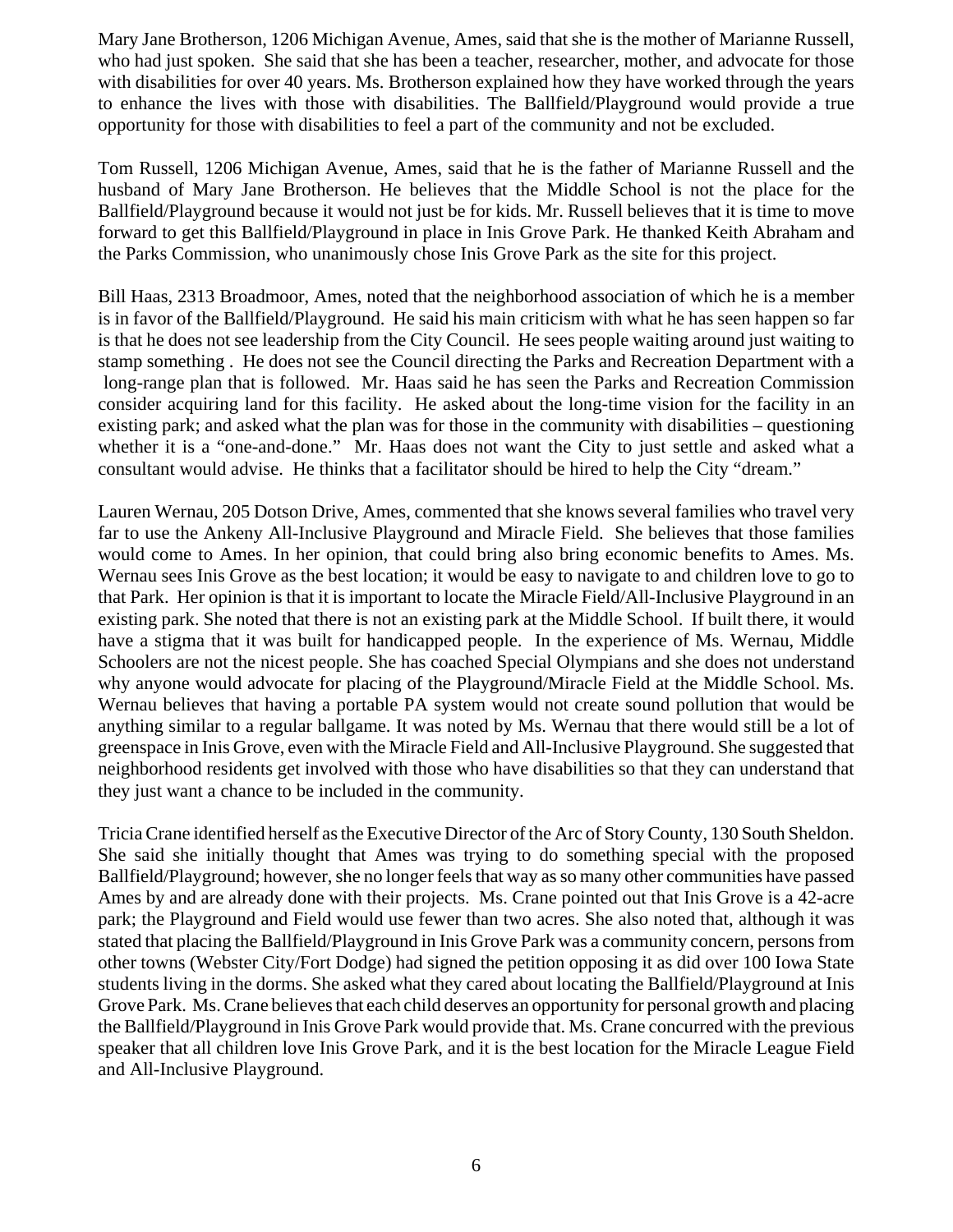Mary Jane Brotherson, 1206 Michigan Avenue, Ames, said that she is the mother of Marianne Russell, who had just spoken. She said that she has been a teacher, researcher, mother, and advocate for those with disabilities for over 40 years. Ms. Brotherson explained how they have worked through the years to enhance the lives with those with disabilities. The Ballfield/Playground would provide a true opportunity for those with disabilities to feel a part of the community and not be excluded.

Tom Russell, 1206 Michigan Avenue, Ames, said that he is the father of Marianne Russell and the husband of Mary Jane Brotherson. He believes that the Middle School is not the place for the Ballfield/Playground because it would not just be for kids. Mr. Russell believes that it is time to move forward to get this Ballfield/Playground in place in Inis Grove Park. He thanked Keith Abraham and the Parks Commission, who unanimously chose Inis Grove Park as the site for this project.

Bill Haas, 2313 Broadmoor, Ames, noted that the neighborhood association of which he is a member is in favor of the Ballfield/Playground. He said his main criticism with what he has seen happen so far is that he does not see leadership from the City Council. He sees people waiting around just waiting to stamp something . He does not see the Council directing the Parks and Recreation Department with a long-range plan that is followed. Mr. Haas said he has seen the Parks and Recreation Commission consider acquiring land for this facility. He asked about the long-time vision for the facility in an existing park; and asked what the plan was for those in the community with disabilities – questioning whether it is a "one-and-done." Mr. Haas does not want the City to just settle and asked what a consultant would advise. He thinks that a facilitator should be hired to help the City "dream."

Lauren Wernau, 205 Dotson Drive, Ames, commented that she knows several families who travel very far to use the Ankeny All-Inclusive Playground and Miracle Field. She believes that those families would come to Ames. In her opinion, that could bring also bring economic benefits to Ames. Ms. Wernau sees Inis Grove as the best location; it would be easy to navigate to and children love to go to that Park. Her opinion is that it is important to locate the Miracle Field/All-Inclusive Playground in an existing park. She noted that there is not an existing park at the Middle School. If built there, it would have a stigma that it was built for handicapped people. In the experience of Ms. Wernau, Middle Schoolers are not the nicest people. She has coached Special Olympians and she does not understand why anyone would advocate for placing of the Playground/Miracle Field at the Middle School. Ms. Wernau believes that having a portable PA system would not create sound pollution that would be anything similar to a regular ballgame. It was noted by Ms. Wernau that there would still be a lot of greenspace in Inis Grove, even with the Miracle Field and All-Inclusive Playground. She suggested that neighborhood residents get involved with those who have disabilities so that they can understand that they just want a chance to be included in the community.

Tricia Crane identified herself as the Executive Director of the Arc of Story County, 130 South Sheldon. She said she initially thought that Ames was trying to do something special with the proposed Ballfield/Playground; however, she no longer feels that way as so many other communities have passed Ames by and are already done with their projects. Ms. Crane pointed out that Inis Grove is a 42-acre park; the Playground and Field would use fewer than two acres. She also noted that, although it was stated that placing the Ballfield/Playground in Inis Grove Park was a community concern, persons from other towns (Webster City/Fort Dodge) had signed the petition opposing it as did over 100 Iowa State students living in the dorms. She asked what they cared about locating the Ballfield/Playground at Inis Grove Park. Ms. Crane believes that each child deserves an opportunity for personal growth and placing the Ballfield/Playground in Inis Grove Park would provide that. Ms. Crane concurred with the previous speaker that all children love Inis Grove Park, and it is the best location for the Miracle League Field and All-Inclusive Playground.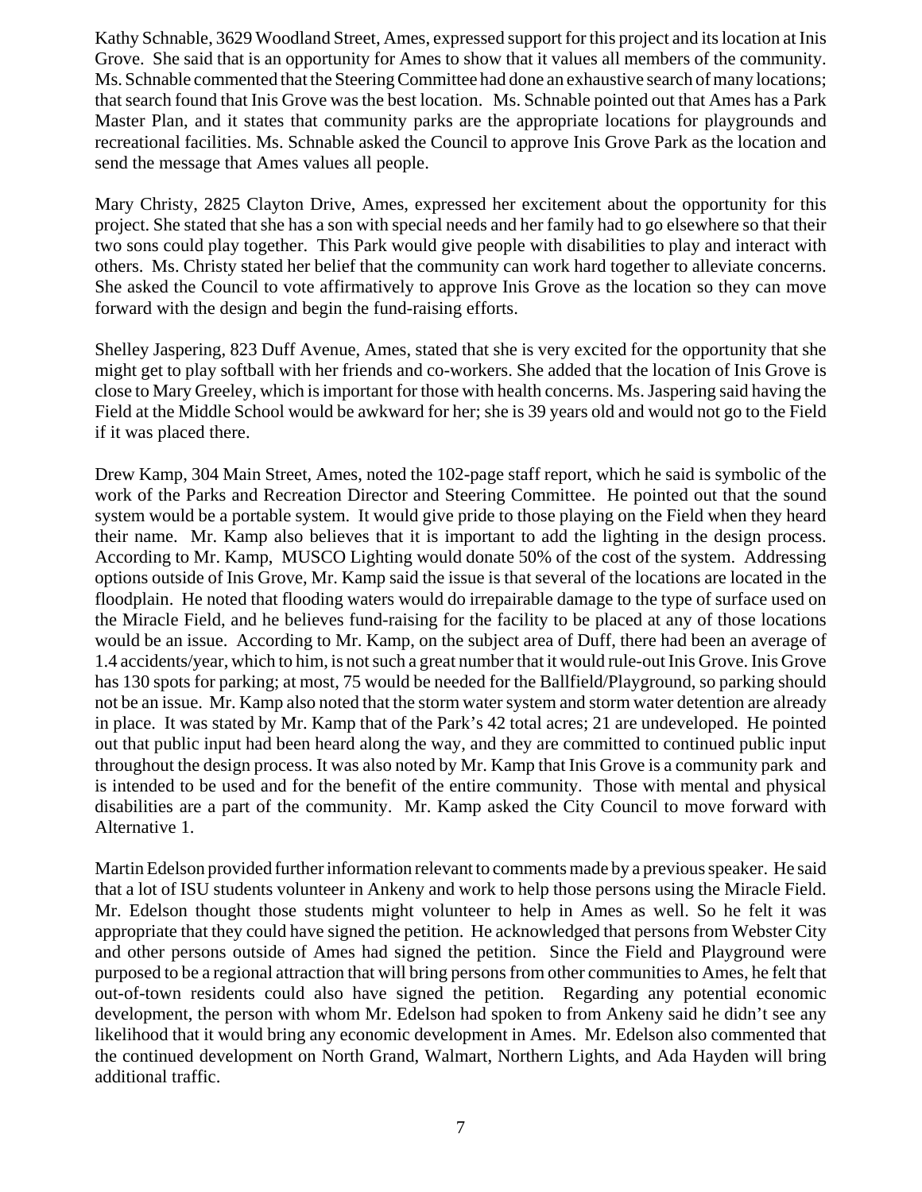Kathy Schnable, 3629 Woodland Street, Ames, expressed support for this project and its location at Inis Grove. She said that is an opportunity for Ames to show that it values all members of the community. Ms. Schnable commented that the Steering Committee had done an exhaustive search of many locations; that search found that Inis Grove was the best location. Ms. Schnable pointed out that Ames has a Park Master Plan, and it states that community parks are the appropriate locations for playgrounds and recreational facilities. Ms. Schnable asked the Council to approve Inis Grove Park as the location and send the message that Ames values all people.

Mary Christy, 2825 Clayton Drive, Ames, expressed her excitement about the opportunity for this project. She stated that she has a son with special needs and her family had to go elsewhere so that their two sons could play together. This Park would give people with disabilities to play and interact with others. Ms. Christy stated her belief that the community can work hard together to alleviate concerns. She asked the Council to vote affirmatively to approve Inis Grove as the location so they can move forward with the design and begin the fund-raising efforts.

Shelley Jaspering, 823 Duff Avenue, Ames, stated that she is very excited for the opportunity that she might get to play softball with her friends and co-workers. She added that the location of Inis Grove is close to Mary Greeley, which is important for those with health concerns. Ms. Jaspering said having the Field at the Middle School would be awkward for her; she is 39 years old and would not go to the Field if it was placed there.

Drew Kamp, 304 Main Street, Ames, noted the 102-page staff report, which he said is symbolic of the work of the Parks and Recreation Director and Steering Committee. He pointed out that the sound system would be a portable system. It would give pride to those playing on the Field when they heard their name. Mr. Kamp also believes that it is important to add the lighting in the design process. According to Mr. Kamp, MUSCO Lighting would donate 50% of the cost of the system. Addressing options outside of Inis Grove, Mr. Kamp said the issue is that several of the locations are located in the floodplain. He noted that flooding waters would do irrepairable damage to the type of surface used on the Miracle Field, and he believes fund-raising for the facility to be placed at any of those locations would be an issue. According to Mr. Kamp, on the subject area of Duff, there had been an average of 1.4 accidents/year, which to him, is not such a great number that it would rule-out Inis Grove. Inis Grove has 130 spots for parking; at most, 75 would be needed for the Ballfield/Playground, so parking should not be an issue. Mr. Kamp also noted that the storm water system and storm water detention are already in place. It was stated by Mr. Kamp that of the Park's 42 total acres; 21 are undeveloped. He pointed out that public input had been heard along the way, and they are committed to continued public input throughout the design process. It was also noted by Mr. Kamp that Inis Grove is a community park and is intended to be used and for the benefit of the entire community. Those with mental and physical disabilities are a part of the community. Mr. Kamp asked the City Council to move forward with Alternative 1.

Martin Edelson provided further information relevant to comments made by a previous speaker. He said that a lot of ISU students volunteer in Ankeny and work to help those persons using the Miracle Field. Mr. Edelson thought those students might volunteer to help in Ames as well. So he felt it was appropriate that they could have signed the petition. He acknowledged that persons from Webster City and other persons outside of Ames had signed the petition. Since the Field and Playground were purposed to be a regional attraction that will bring persons from other communities to Ames, he felt that out-of-town residents could also have signed the petition. Regarding any potential economic development, the person with whom Mr. Edelson had spoken to from Ankeny said he didn't see any likelihood that it would bring any economic development in Ames. Mr. Edelson also commented that the continued development on North Grand, Walmart, Northern Lights, and Ada Hayden will bring additional traffic.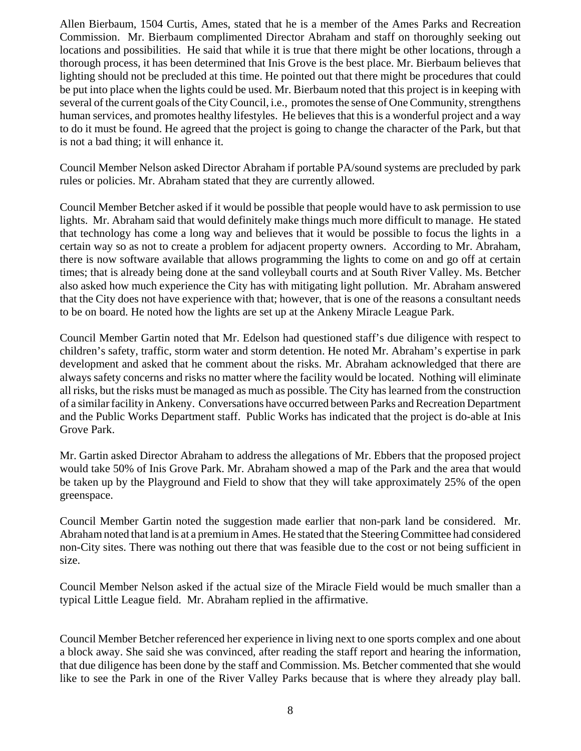Allen Bierbaum, 1504 Curtis, Ames, stated that he is a member of the Ames Parks and Recreation Commission. Mr. Bierbaum complimented Director Abraham and staff on thoroughly seeking out locations and possibilities. He said that while it is true that there might be other locations, through a thorough process, it has been determined that Inis Grove is the best place. Mr. Bierbaum believes that lighting should not be precluded at this time. He pointed out that there might be procedures that could be put into place when the lights could be used. Mr. Bierbaum noted that this project is in keeping with several of the current goals of the City Council, i.e., promotes the sense of One Community, strengthens human services, and promotes healthy lifestyles. He believes that this is a wonderful project and a way to do it must be found. He agreed that the project is going to change the character of the Park, but that is not a bad thing; it will enhance it.

Council Member Nelson asked Director Abraham if portable PA/sound systems are precluded by park rules or policies. Mr. Abraham stated that they are currently allowed.

Council Member Betcher asked if it would be possible that people would have to ask permission to use lights. Mr. Abraham said that would definitely make things much more difficult to manage. He stated that technology has come a long way and believes that it would be possible to focus the lights in a certain way so as not to create a problem for adjacent property owners. According to Mr. Abraham, there is now software available that allows programming the lights to come on and go off at certain times; that is already being done at the sand volleyball courts and at South River Valley. Ms. Betcher also asked how much experience the City has with mitigating light pollution. Mr. Abraham answered that the City does not have experience with that; however, that is one of the reasons a consultant needs to be on board. He noted how the lights are set up at the Ankeny Miracle League Park.

Council Member Gartin noted that Mr. Edelson had questioned staff's due diligence with respect to children's safety, traffic, storm water and storm detention. He noted Mr. Abraham's expertise in park development and asked that he comment about the risks. Mr. Abraham acknowledged that there are always safety concerns and risks no matter where the facility would be located. Nothing will eliminate all risks, but the risks must be managed as much as possible. The City has learned from the construction of a similar facility in Ankeny. Conversations have occurred between Parks and Recreation Department and the Public Works Department staff. Public Works has indicated that the project is do-able at Inis Grove Park.

Mr. Gartin asked Director Abraham to address the allegations of Mr. Ebbers that the proposed project would take 50% of Inis Grove Park. Mr. Abraham showed a map of the Park and the area that would be taken up by the Playground and Field to show that they will take approximately 25% of the open greenspace.

Council Member Gartin noted the suggestion made earlier that non-park land be considered. Mr. Abraham noted that land is at a premium in Ames. He stated that the Steering Committee had considered non-City sites. There was nothing out there that was feasible due to the cost or not being sufficient in size.

Council Member Nelson asked if the actual size of the Miracle Field would be much smaller than a typical Little League field. Mr. Abraham replied in the affirmative.

Council Member Betcher referenced her experience in living next to one sports complex and one about a block away. She said she was convinced, after reading the staff report and hearing the information, that due diligence has been done by the staff and Commission. Ms. Betcher commented that she would like to see the Park in one of the River Valley Parks because that is where they already play ball.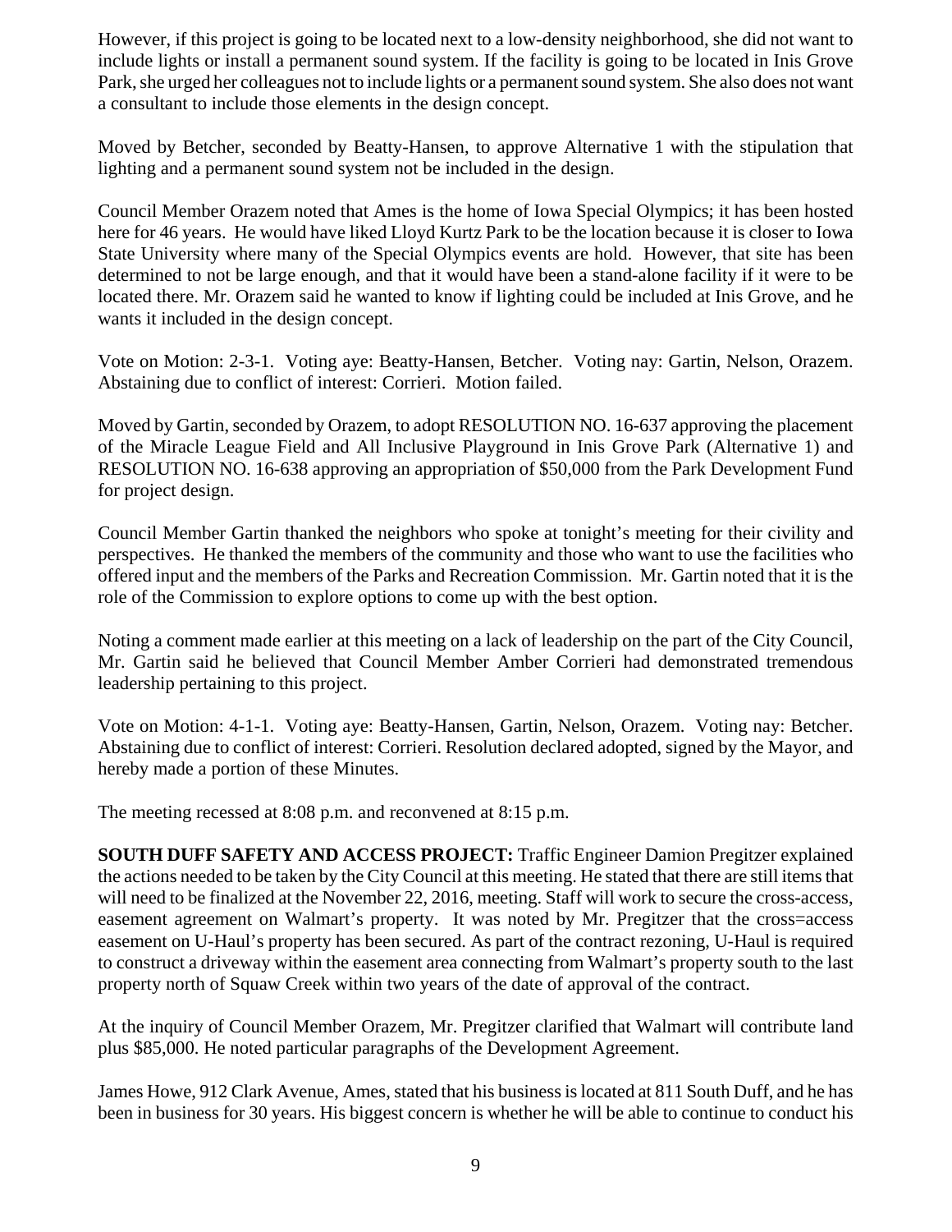However, if this project is going to be located next to a low-density neighborhood, she did not want to include lights or install a permanent sound system. If the facility is going to be located in Inis Grove Park, she urged her colleagues not to include lights or a permanent sound system. She also does not want a consultant to include those elements in the design concept.

Moved by Betcher, seconded by Beatty-Hansen, to approve Alternative 1 with the stipulation that lighting and a permanent sound system not be included in the design.

Council Member Orazem noted that Ames is the home of Iowa Special Olympics; it has been hosted here for 46 years. He would have liked Lloyd Kurtz Park to be the location because it is closer to Iowa State University where many of the Special Olympics events are hold. However, that site has been determined to not be large enough, and that it would have been a stand-alone facility if it were to be located there. Mr. Orazem said he wanted to know if lighting could be included at Inis Grove, and he wants it included in the design concept.

Vote on Motion: 2-3-1. Voting aye: Beatty-Hansen, Betcher. Voting nay: Gartin, Nelson, Orazem. Abstaining due to conflict of interest: Corrieri. Motion failed.

Moved by Gartin, seconded by Orazem, to adopt RESOLUTION NO. 16-637 approving the placement of the Miracle League Field and All Inclusive Playground in Inis Grove Park (Alternative 1) and RESOLUTION NO. 16-638 approving an appropriation of $50,000 from the Park Development Fund for project design.

Council Member Gartin thanked the neighbors who spoke at tonight's meeting for their civility and perspectives. He thanked the members of the community and those who want to use the facilities who offered input and the members of the Parks and Recreation Commission. Mr. Gartin noted that it is the role of the Commission to explore options to come up with the best option.

Noting a comment made earlier at this meeting on a lack of leadership on the part of the City Council, Mr. Gartin said he believed that Council Member Amber Corrieri had demonstrated tremendous leadership pertaining to this project.

Vote on Motion: 4-1-1. Voting aye: Beatty-Hansen, Gartin, Nelson, Orazem. Voting nay: Betcher. Abstaining due to conflict of interest: Corrieri. Resolution declared adopted, signed by the Mayor, and hereby made a portion of these Minutes.

The meeting recessed at 8:08 p.m. and reconvened at 8:15 p.m.

**SOUTH DUFF SAFETY AND ACCESS PROJECT:** Traffic Engineer Damion Pregitzer explained the actions needed to be taken by the City Council at this meeting. He stated that there are still items that will need to be finalized at the November 22, 2016, meeting. Staff will work to secure the cross-access, easement agreement on Walmart's property. It was noted by Mr. Pregitzer that the cross=access easement on U-Haul's property has been secured. As part of the contract rezoning, U-Haul is required to construct a driveway within the easement area connecting from Walmart's property south to the last property north of Squaw Creek within two years of the date of approval of the contract.

At the inquiry of Council Member Orazem, Mr. Pregitzer clarified that Walmart will contribute land plus $85,000. He noted particular paragraphs of the Development Agreement.

James Howe, 912 Clark Avenue, Ames, stated that his business is located at 811 South Duff, and he has been in business for 30 years. His biggest concern is whether he will be able to continue to conduct his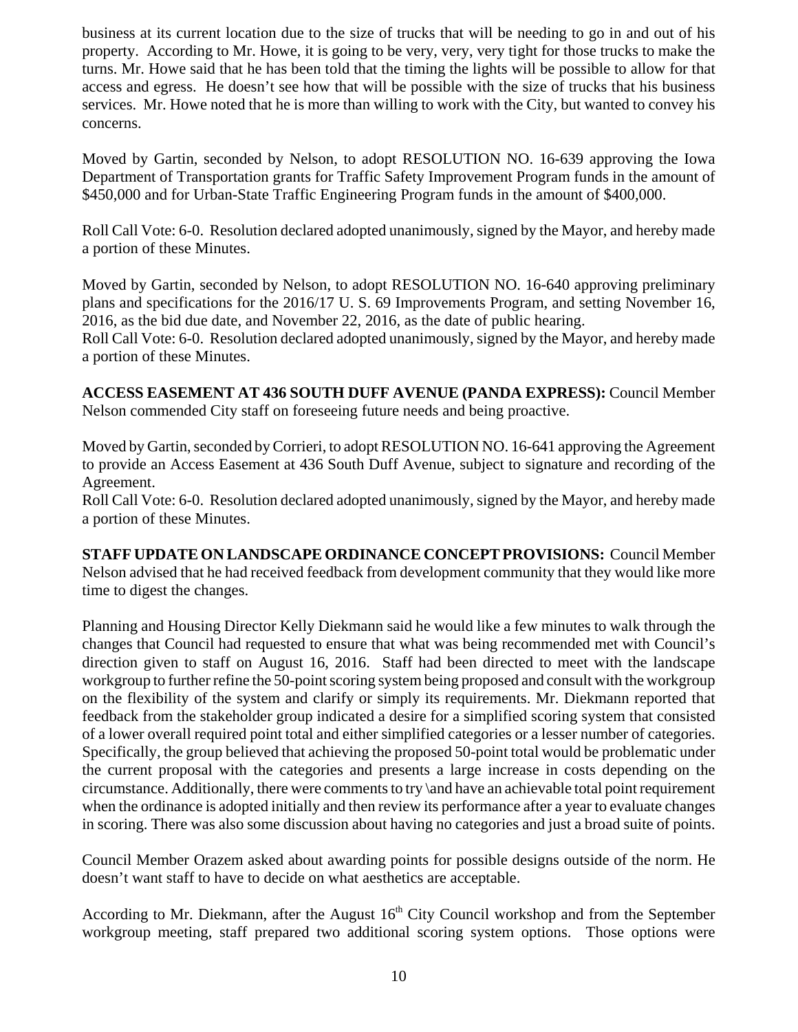business at its current location due to the size of trucks that will be needing to go in and out of his property. According to Mr. Howe, it is going to be very, very, very tight for those trucks to make the turns. Mr. Howe said that he has been told that the timing the lights will be possible to allow for that access and egress. He doesn't see how that will be possible with the size of trucks that his business services. Mr. Howe noted that he is more than willing to work with the City, but wanted to convey his concerns.

Moved by Gartin, seconded by Nelson, to adopt RESOLUTION NO. 16-639 approving the Iowa Department of Transportation grants for Traffic Safety Improvement Program funds in the amount of \$450,000 and for Urban-State Traffic Engineering Program funds in the amount of \$400,000.

Roll Call Vote: 6-0. Resolution declared adopted unanimously, signed by the Mayor, and hereby made a portion of these Minutes.

Moved by Gartin, seconded by Nelson, to adopt RESOLUTION NO. 16-640 approving preliminary plans and specifications for the 2016/17 U. S. 69 Improvements Program, and setting November 16, 2016, as the bid due date, and November 22, 2016, as the date of public hearing.
Roll Call Vote: 6-0. Resolution declared adopted unanimously, signed by the Mayor, and hereby made a portion of these Minutes.

**ACCESS EASEMENT AT 436 SOUTH DUFF AVENUE (PANDA EXPRESS):** Council Member Nelson commended City staff on foreseeing future needs and being proactive.

Moved by Gartin, seconded by Corrieri, to adopt RESOLUTION NO. 16-641 approving the Agreement to provide an Access Easement at 436 South Duff Avenue, subject to signature and recording of the Agreement.
Roll Call Vote: 6-0. Resolution declared adopted unanimously, signed by the Mayor, and hereby made a portion of these Minutes.

**STAFF UPDATE ON LANDSCAPE ORDINANCE CONCEPT PROVISIONS:** Council Member Nelson advised that he had received feedback from development community that they would like more time to digest the changes.

Planning and Housing Director Kelly Diekmann said he would like a few minutes to walk through the changes that Council had requested to ensure that what was being recommended met with Council's direction given to staff on August 16, 2016. Staff had been directed to meet with the landscape workgroup to further refine the 50-point scoring system being proposed and consult with the workgroup on the flexibility of the system and clarify or simply its requirements. Mr. Diekmann reported that feedback from the stakeholder group indicated a desire for a simplified scoring system that consisted of a lower overall required point total and either simplified categories or a lesser number of categories. Specifically, the group believed that achieving the proposed 50-point total would be problematic under the current proposal with the categories and presents a large increase in costs depending on the circumstance. Additionally, there were comments to try \and have an achievable total point requirement when the ordinance is adopted initially and then review its performance after a year to evaluate changes in scoring. There was also some discussion about having no categories and just a broad suite of points.

Council Member Orazem asked about awarding points for possible designs outside of the norm. He doesn't want staff to have to decide on what aesthetics are acceptable.

According to Mr. Diekmann, after the August 16th City Council workshop and from the September workgroup meeting, staff prepared two additional scoring system options. Those options were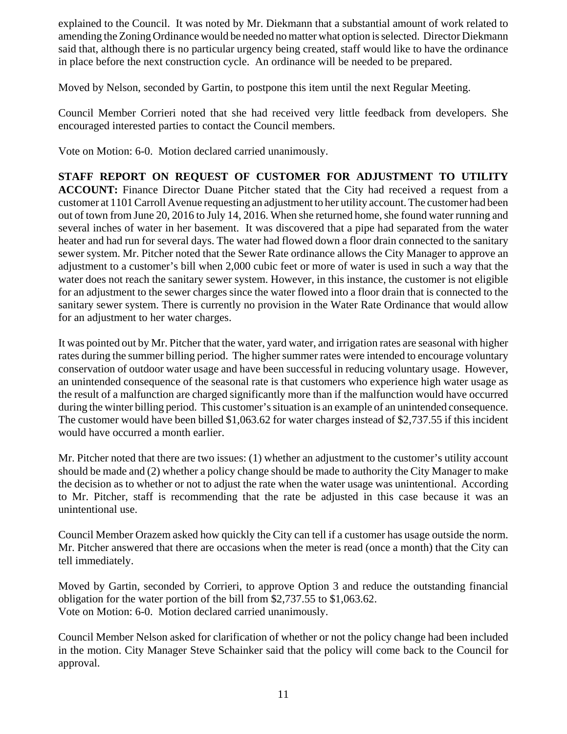explained to the Council. It was noted by Mr. Diekmann that a substantial amount of work related to amending the Zoning Ordinance would be needed no matter what option is selected. Director Diekmann said that, although there is no particular urgency being created, staff would like to have the ordinance in place before the next construction cycle. An ordinance will be needed to be prepared.

Moved by Nelson, seconded by Gartin, to postpone this item until the next Regular Meeting.

Council Member Corrieri noted that she had received very little feedback from developers. She encouraged interested parties to contact the Council members.

Vote on Motion: 6-0. Motion declared carried unanimously.

**STAFF REPORT ON REQUEST OF CUSTOMER FOR ADJUSTMENT TO UTILITY ACCOUNT:** Finance Director Duane Pitcher stated that the City had received a request from a customer at 1101 Carroll Avenue requesting an adjustment to her utility account. The customer had been out of town from June 20, 2016 to July 14, 2016. When she returned home, she found water running and several inches of water in her basement. It was discovered that a pipe had separated from the water heater and had run for several days. The water had flowed down a floor drain connected to the sanitary sewer system. Mr. Pitcher noted that the Sewer Rate ordinance allows the City Manager to approve an adjustment to a customer's bill when 2,000 cubic feet or more of water is used in such a way that the water does not reach the sanitary sewer system. However, in this instance, the customer is not eligible for an adjustment to the sewer charges since the water flowed into a floor drain that is connected to the sanitary sewer system. There is currently no provision in the Water Rate Ordinance that would allow for an adjustment to her water charges.

It was pointed out by Mr. Pitcher that the water, yard water, and irrigation rates are seasonal with higher rates during the summer billing period. The higher summer rates were intended to encourage voluntary conservation of outdoor water usage and have been successful in reducing voluntary usage. However, an unintended consequence of the seasonal rate is that customers who experience high water usage as the result of a malfunction are charged significantly more than if the malfunction would have occurred during the winter billing period. This customer's situation is an example of an unintended consequence. The customer would have been billed $1,063.62 for water charges instead of $2,737.55 if this incident would have occurred a month earlier.

Mr. Pitcher noted that there are two issues: (1) whether an adjustment to the customer's utility account should be made and (2) whether a policy change should be made to authority the City Manager to make the decision as to whether or not to adjust the rate when the water usage was unintentional. According to Mr. Pitcher, staff is recommending that the rate be adjusted in this case because it was an unintentional use.

Council Member Orazem asked how quickly the City can tell if a customer has usage outside the norm. Mr. Pitcher answered that there are occasions when the meter is read (once a month) that the City can tell immediately.

Moved by Gartin, seconded by Corrieri, to approve Option 3 and reduce the outstanding financial obligation for the water portion of the bill from $2,737.55 to $1,063.62.
Vote on Motion: 6-0. Motion declared carried unanimously.

Council Member Nelson asked for clarification of whether or not the policy change had been included in the motion. City Manager Steve Schainker said that the policy will come back to the Council for approval.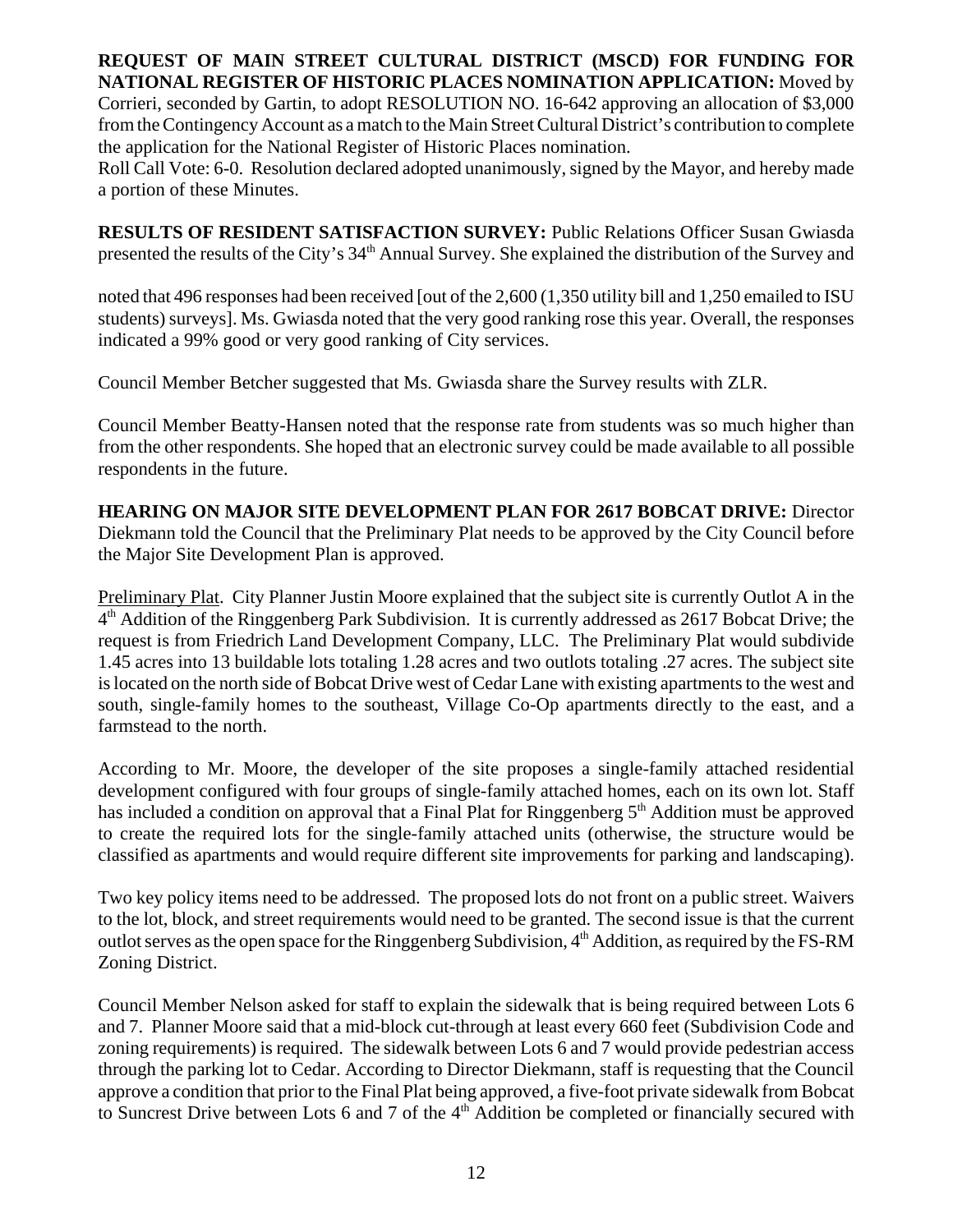**REQUEST OF MAIN STREET CULTURAL DISTRICT (MSCD) FOR FUNDING FOR NATIONAL REGISTER OF HISTORIC PLACES NOMINATION APPLICATION:** Moved by Corrieri, seconded by Gartin, to adopt RESOLUTION NO. 16-642 approving an allocation of $3,000 from the Contingency Account as a match to the Main Street Cultural District's contribution to complete the application for the National Register of Historic Places nomination.

Roll Call Vote: 6-0. Resolution declared adopted unanimously, signed by the Mayor, and hereby made a portion of these Minutes.

**RESULTS OF RESIDENT SATISFACTION SURVEY:** Public Relations Officer Susan Gwiasda presented the results of the City's 34th Annual Survey. She explained the distribution of the Survey and noted that 496 responses had been received [out of the 2,600 (1,350 utility bill and 1,250 emailed to ISU students) surveys]. Ms. Gwiasda noted that the very good ranking rose this year. Overall, the responses indicated a 99% good or very good ranking of City services.

Council Member Betcher suggested that Ms. Gwiasda share the Survey results with ZLR.

Council Member Beatty-Hansen noted that the response rate from students was so much higher than from the other respondents. She hoped that an electronic survey could be made available to all possible respondents in the future.

**HEARING ON MAJOR SITE DEVELOPMENT PLAN FOR 2617 BOBCAT DRIVE:** Director Diekmann told the Council that the Preliminary Plat needs to be approved by the City Council before the Major Site Development Plan is approved.

Preliminary Plat. City Planner Justin Moore explained that the subject site is currently Outlot A in the 4th Addition of the Ringgenberg Park Subdivision. It is currently addressed as 2617 Bobcat Drive; the request is from Friedrich Land Development Company, LLC. The Preliminary Plat would subdivide 1.45 acres into 13 buildable lots totaling 1.28 acres and two outlots totaling .27 acres. The subject site is located on the north side of Bobcat Drive west of Cedar Lane with existing apartments to the west and south, single-family homes to the southeast, Village Co-Op apartments directly to the east, and a farmstead to the north.

According to Mr. Moore, the developer of the site proposes a single-family attached residential development configured with four groups of single-family attached homes, each on its own lot. Staff has included a condition on approval that a Final Plat for Ringgenberg 5th Addition must be approved to create the required lots for the single-family attached units (otherwise, the structure would be classified as apartments and would require different site improvements for parking and landscaping).

Two key policy items need to be addressed. The proposed lots do not front on a public street. Waivers to the lot, block, and street requirements would need to be granted. The second issue is that the current outlot serves as the open space for the Ringgenberg Subdivision, 4th Addition, as required by the FS-RM Zoning District.

Council Member Nelson asked for staff to explain the sidewalk that is being required between Lots 6 and 7. Planner Moore said that a mid-block cut-through at least every 660 feet (Subdivision Code and zoning requirements) is required. The sidewalk between Lots 6 and 7 would provide pedestrian access through the parking lot to Cedar. According to Director Diekmann, staff is requesting that the Council approve a condition that prior to the Final Plat being approved, a five-foot private sidewalk from Bobcat to Suncrest Drive between Lots 6 and 7 of the 4th Addition be completed or financially secured with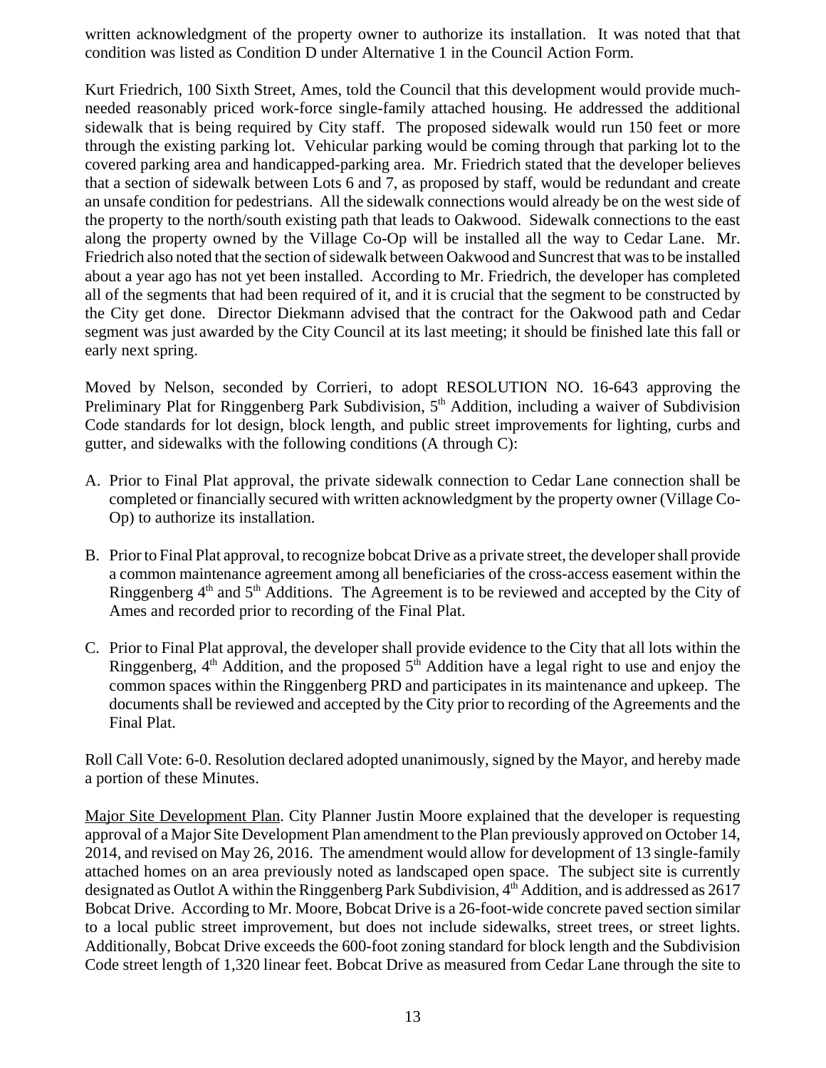written acknowledgment of the property owner to authorize its installation. It was noted that that condition was listed as Condition D under Alternative 1 in the Council Action Form.

Kurt Friedrich, 100 Sixth Street, Ames, told the Council that this development would provide much-needed reasonably priced work-force single-family attached housing. He addressed the additional sidewalk that is being required by City staff. The proposed sidewalk would run 150 feet or more through the existing parking lot. Vehicular parking would be coming through that parking lot to the covered parking area and handicapped-parking area. Mr. Friedrich stated that the developer believes that a section of sidewalk between Lots 6 and 7, as proposed by staff, would be redundant and create an unsafe condition for pedestrians. All the sidewalk connections would already be on the west side of the property to the north/south existing path that leads to Oakwood. Sidewalk connections to the east along the property owned by the Village Co-Op will be installed all the way to Cedar Lane. Mr. Friedrich also noted that the section of sidewalk between Oakwood and Suncrest that was to be installed about a year ago has not yet been installed. According to Mr. Friedrich, the developer has completed all of the segments that had been required of it, and it is crucial that the segment to be constructed by the City get done. Director Diekmann advised that the contract for the Oakwood path and Cedar segment was just awarded by the City Council at its last meeting; it should be finished late this fall or early next spring.

Moved by Nelson, seconded by Corrieri, to adopt RESOLUTION NO. 16-643 approving the Preliminary Plat for Ringgenberg Park Subdivision, 5th Addition, including a waiver of Subdivision Code standards for lot design, block length, and public street improvements for lighting, curbs and gutter, and sidewalks with the following conditions (A through C):

A. Prior to Final Plat approval, the private sidewalk connection to Cedar Lane connection shall be completed or financially secured with written acknowledgment by the property owner (Village Co-Op) to authorize its installation.

B. Prior to Final Plat approval, to recognize bobcat Drive as a private street, the developer shall provide a common maintenance agreement among all beneficiaries of the cross-access easement within the Ringgenberg 4th and 5th Additions. The Agreement is to be reviewed and accepted by the City of Ames and recorded prior to recording of the Final Plat.

C. Prior to Final Plat approval, the developer shall provide evidence to the City that all lots within the Ringgenberg, 4th Addition, and the proposed 5th Addition have a legal right to use and enjoy the common spaces within the Ringgenberg PRD and participates in its maintenance and upkeep. The documents shall be reviewed and accepted by the City prior to recording of the Agreements and the Final Plat.

Roll Call Vote: 6-0. Resolution declared adopted unanimously, signed by the Mayor, and hereby made a portion of these Minutes.

Major Site Development Plan. City Planner Justin Moore explained that the developer is requesting approval of a Major Site Development Plan amendment to the Plan previously approved on October 14, 2014, and revised on May 26, 2016. The amendment would allow for development of 13 single-family attached homes on an area previously noted as landscaped open space. The subject site is currently designated as Outlot A within the Ringgenberg Park Subdivision, 4th Addition, and is addressed as 2617 Bobcat Drive. According to Mr. Moore, Bobcat Drive is a 26-foot-wide concrete paved section similar to a local public street improvement, but does not include sidewalks, street trees, or street lights. Additionally, Bobcat Drive exceeds the 600-foot zoning standard for block length and the Subdivision Code street length of 1,320 linear feet. Bobcat Drive as measured from Cedar Lane through the site to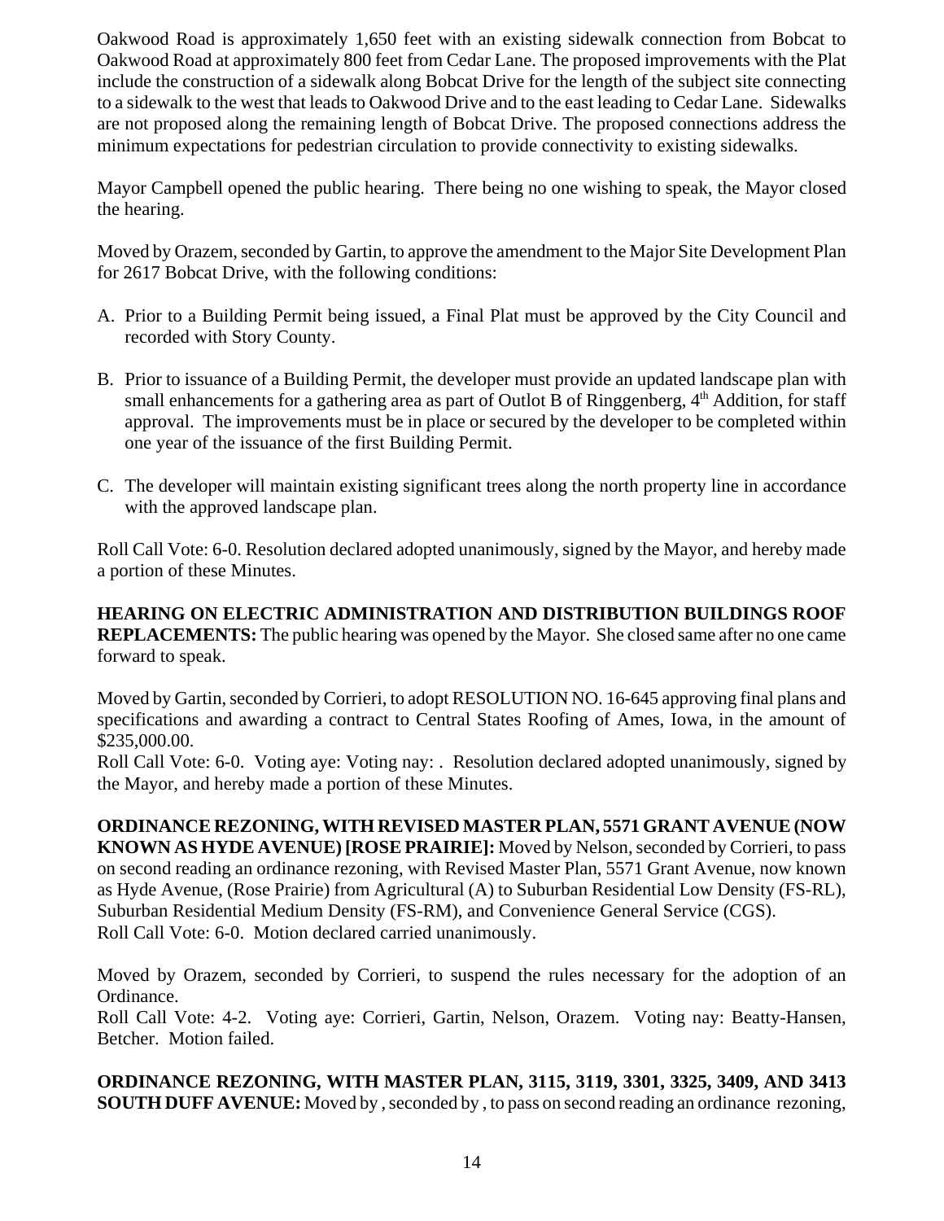Oakwood Road is approximately 1,650 feet with an existing sidewalk connection from Bobcat to Oakwood Road at approximately 800 feet from Cedar Lane. The proposed improvements with the Plat include the construction of a sidewalk along Bobcat Drive for the length of the subject site connecting to a sidewalk to the west that leads to Oakwood Drive and to the east leading to Cedar Lane. Sidewalks are not proposed along the remaining length of Bobcat Drive. The proposed connections address the minimum expectations for pedestrian circulation to provide connectivity to existing sidewalks.

Mayor Campbell opened the public hearing. There being no one wishing to speak, the Mayor closed the hearing.

Moved by Orazem, seconded by Gartin, to approve the amendment to the Major Site Development Plan for 2617 Bobcat Drive, with the following conditions:

A. Prior to a Building Permit being issued, a Final Plat must be approved by the City Council and recorded with Story County.

B. Prior to issuance of a Building Permit, the developer must provide an updated landscape plan with small enhancements for a gathering area as part of Outlot B of Ringgenberg, 4th Addition, for staff approval. The improvements must be in place or secured by the developer to be completed within one year of the issuance of the first Building Permit.

C. The developer will maintain existing significant trees along the north property line in accordance with the approved landscape plan.

Roll Call Vote: 6-0. Resolution declared adopted unanimously, signed by the Mayor, and hereby made a portion of these Minutes.

**HEARING ON ELECTRIC ADMINISTRATION AND DISTRIBUTION BUILDINGS ROOF REPLACEMENTS:** The public hearing was opened by the Mayor. She closed same after no one came forward to speak.

Moved by Gartin, seconded by Corrieri, to adopt RESOLUTION NO. 16-645 approving final plans and specifications and awarding a contract to Central States Roofing of Ames, Iowa, in the amount of $235,000.00.
Roll Call Vote: 6-0. Voting aye: Voting nay: . Resolution declared adopted unanimously, signed by the Mayor, and hereby made a portion of these Minutes.

**ORDINANCE REZONING, WITH REVISED MASTER PLAN, 5571 GRANT AVENUE (NOW KNOWN AS HYDE AVENUE) [ROSE PRAIRIE]:** Moved by Nelson, seconded by Corrieri, to pass on second reading an ordinance rezoning, with Revised Master Plan, 5571 Grant Avenue, now known as Hyde Avenue, (Rose Prairie) from Agricultural (A) to Suburban Residential Low Density (FS-RL), Suburban Residential Medium Density (FS-RM), and Convenience General Service (CGS).
Roll Call Vote: 6-0. Motion declared carried unanimously.

Moved by Orazem, seconded by Corrieri, to suspend the rules necessary for the adoption of an Ordinance.
Roll Call Vote: 4-2. Voting aye: Corrieri, Gartin, Nelson, Orazem. Voting nay: Beatty-Hansen, Betcher. Motion failed.

**ORDINANCE REZONING, WITH MASTER PLAN, 3115, 3119, 3301, 3325, 3409, AND 3413 SOUTH DUFF AVENUE:** Moved by , seconded by , to pass on second reading an ordinance rezoning,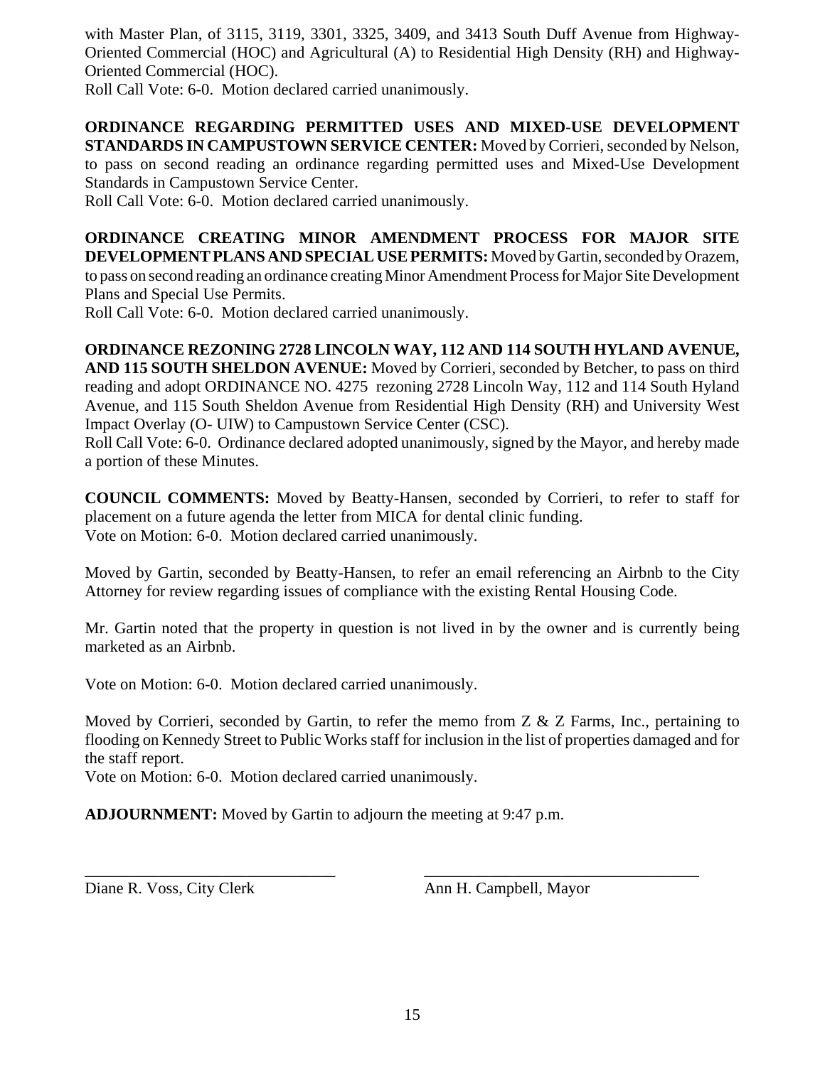with Master Plan, of 3115, 3119, 3301, 3325, 3409, and 3413 South Duff Avenue from Highway-Oriented Commercial (HOC) and Agricultural (A) to Residential High Density (RH) and Highway-Oriented Commercial (HOC).
Roll Call Vote: 6-0. Motion declared carried unanimously.

**ORDINANCE REGARDING PERMITTED USES AND MIXED-USE DEVELOPMENT STANDARDS IN CAMPUSTOWN SERVICE CENTER:** Moved by Corrieri, seconded by Nelson, to pass on second reading an ordinance regarding permitted uses and Mixed-Use Development Standards in Campustown Service Center.
Roll Call Vote: 6-0. Motion declared carried unanimously.

**ORDINANCE CREATING MINOR AMENDMENT PROCESS FOR MAJOR SITE DEVELOPMENT PLANS AND SPECIAL USE PERMITS:** Moved by Gartin, seconded by Orazem, to pass on second reading an ordinance creating Minor Amendment Process for Major Site Development Plans and Special Use Permits.
Roll Call Vote: 6-0. Motion declared carried unanimously.

**ORDINANCE REZONING 2728 LINCOLN WAY, 112 AND 114 SOUTH HYLAND AVENUE, AND 115 SOUTH SHELDON AVENUE:** Moved by Corrieri, seconded by Betcher, to pass on third reading and adopt ORDINANCE NO. 4275 rezoning 2728 Lincoln Way, 112 and 114 South Hyland Avenue, and 115 South Sheldon Avenue from Residential High Density (RH) and University West Impact Overlay (O- UIW) to Campustown Service Center (CSC).
Roll Call Vote: 6-0. Ordinance declared adopted unanimously, signed by the Mayor, and hereby made a portion of these Minutes.

**COUNCIL COMMENTS:** Moved by Beatty-Hansen, seconded by Corrieri, to refer to staff for placement on a future agenda the letter from MICA for dental clinic funding.
Vote on Motion: 6-0. Motion declared carried unanimously.

Moved by Gartin, seconded by Beatty-Hansen, to refer an email referencing an Airbnb to the City Attorney for review regarding issues of compliance with the existing Rental Housing Code.

Mr. Gartin noted that the property in question is not lived in by the owner and is currently being marketed as an Airbnb.

Vote on Motion: 6-0. Motion declared carried unanimously.

Moved by Corrieri, seconded by Gartin, to refer the memo from Z & Z Farms, Inc., pertaining to flooding on Kennedy Street to Public Works staff for inclusion in the list of properties damaged and for the staff report.
Vote on Motion: 6-0. Motion declared carried unanimously.

**ADJOURNMENT:** Moved by Gartin to adjourn the meeting at 9:47 p.m.

\_\_\_\_\_\_\_\_\_\_\_\_\_\_\_\_\_\_\_\_\_\_\_\_\_\_\_\_\_\_\_ \_\_\_\_\_\_\_\_\_\_\_\_\_\_\_\_\_\_\_\_\_\_\_\_\_\_\_\_\_\_\_\_\_\_\_

Diane R. Voss, City Clerk Ann H. Campbell, Mayor